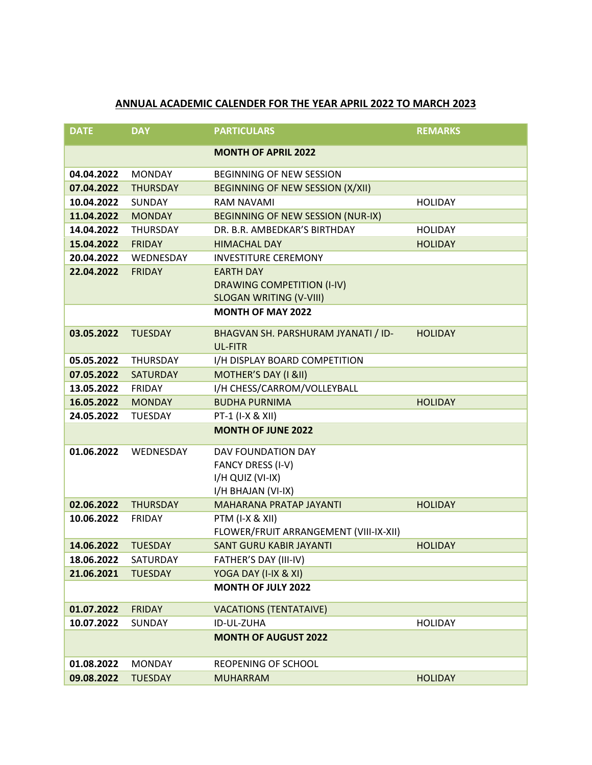## ANNUAL ACADEMIC CALENDER FOR THE YEAR APRIL 2022 TO MARCH 2023

| DATE | DAY | PARTICULARS | REMARKS |
|---|---|---|---|
| | | **MONTH OF APRIL 2022** | |
| **04.04.2022** | MONDAY | BEGINNING OF NEW SESSION | |
| **07.04.2022** | THURSDAY | BEGINNING OF NEW SESSION (X/XII) | |
| **10.04.2022** | SUNDAY | RAM NAVAMI | HOLIDAY |
| **11.04.2022** | MONDAY | BEGINNING OF NEW SESSION (NUR-IX) | |
| **14.04.2022** | THURSDAY | DR. B.R. AMBEDKAR'S BIRTHDAY | HOLIDAY |
| **15.04.2022** | FRIDAY | HIMACHAL DAY | HOLIDAY |
| **20.04.2022** | WEDNESDAY | INVESTITURE CEREMONY | |
| **22.04.2022** | FRIDAY | EARTH DAY<br>DRAWING COMPETITION (I-IV)<br>SLOGAN WRITING (V-VIII) | |
| | | **MONTH OF MAY 2022** | |
| **03.05.2022** | TUESDAY | BHAGVAN SH. PARSHURAM JYANATI / ID-UL-FITR | HOLIDAY |
| **05.05.2022** | THURSDAY | I/H DISPLAY BOARD COMPETITION | |
| **07.05.2022** | SATURDAY | MOTHER'S DAY (I &II) | |
| **13.05.2022** | FRIDAY | I/H CHESS/CARROM/VOLLEYBALL | |
| **16.05.2022** | MONDAY | BUDHA PURNIMA | HOLIDAY |
| **24.05.2022** | TUESDAY | PT-1 (I-X & XII) | |
| | | **MONTH OF JUNE 2022** | |
| **01.06.2022** | WEDNESDAY | DAV FOUNDATION DAY<br>FANCY DRESS (I-V)<br>I/H QUIZ (VI-IX)<br>I/H BHAJAN (VI-IX) | |
| **02.06.2022** | THURSDAY | MAHARANA PRATAP JAYANTI | HOLIDAY |
| **10.06.2022** | FRIDAY | PTM (I-X & XII)<br>FLOWER/FRUIT ARRANGEMENT (VIII-IX-XII) | |
| **14.06.2022** | TUESDAY | SANT GURU KABIR JAYANTI | HOLIDAY |
| **18.06.2022** | SATURDAY | FATHER'S DAY (III-IV) | |
| **21.06.2021** | TUESDAY | YOGA DAY (I-IX & XI) | |
| | | **MONTH OF JULY 2022** | |
| **01.07.2022** | FRIDAY | VACATIONS (TENTATAIVE) | |
| **10.07.2022** | SUNDAY | ID-UL-ZUHA | HOLIDAY |
| | | **MONTH OF AUGUST 2022** | |
| **01.08.2022** | MONDAY | REOPENING OF SCHOOL | |
| **09.08.2022** | TUESDAY | MUHARRAM | HOLIDAY |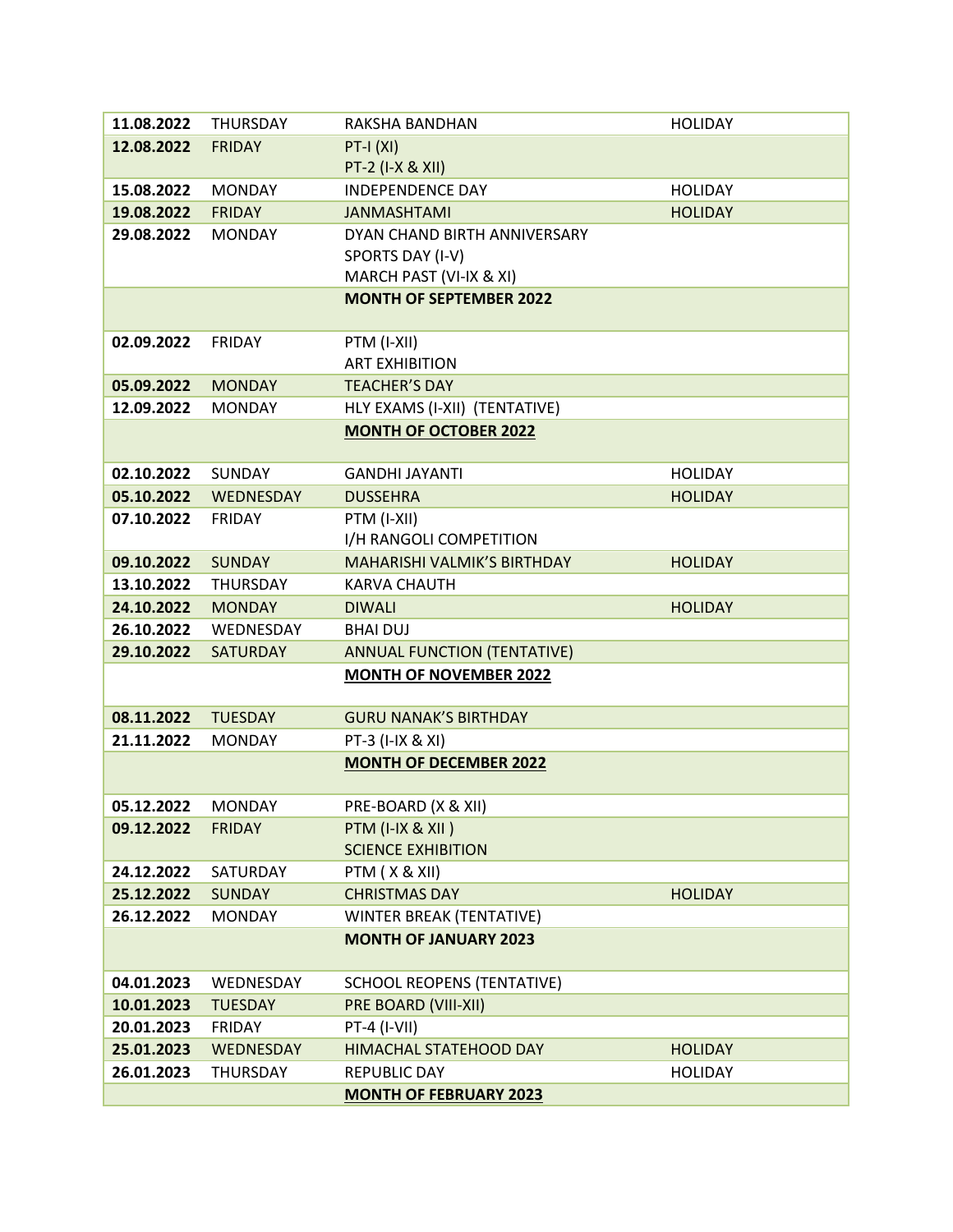| | | | |
|---|---|---|---|
| **11.08.2022** | THURSDAY | RAKSHA BANDHAN | HOLIDAY |
| **12.08.2022** | FRIDAY | PT-I (XI)<br>PT-2 (I-X & XII) | |
| **15.08.2022** | MONDAY | INDEPENDENCE DAY | HOLIDAY |
| **19.08.2022** | FRIDAY | JANMASHTAMI | HOLIDAY |
| **29.08.2022** | MONDAY | DYAN CHAND BIRTH ANNIVERSARY<br>SPORTS DAY (I-V)<br>MARCH PAST (VI-IX & XI) | |
| | | **MONTH OF SEPTEMBER 2022** | |
| **02.09.2022** | FRIDAY | PTM (I-XII)<br>ART EXHIBITION | |
| **05.09.2022** | MONDAY | TEACHER'S DAY | |
| **12.09.2022** | MONDAY | HLY EXAMS (I-XII) (TENTATIVE) | |
| | | **MONTH OF OCTOBER 2022** | |
| **02.10.2022** | SUNDAY | GANDHI JAYANTI | HOLIDAY |
| **05.10.2022** | WEDNESDAY | DUSSEHRA | HOLIDAY |
| **07.10.2022** | FRIDAY | PTM (I-XII)<br>I/H RANGOLI COMPETITION | |
| **09.10.2022** | SUNDAY | MAHARISHI VALMIK'S BIRTHDAY | HOLIDAY |
| **13.10.2022** | THURSDAY | KARVA CHAUTH | |
| **24.10.2022** | MONDAY | DIWALI | HOLIDAY |
| **26.10.2022** | WEDNESDAY | BHAI DUJ | |
| **29.10.2022** | SATURDAY | ANNUAL FUNCTION (TENTATIVE) | |
| | | **MONTH OF NOVEMBER 2022** | |
| **08.11.2022** | TUESDAY | GURU NANAK'S BIRTHDAY | |
| **21.11.2022** | MONDAY | PT-3 (I-IX & XI) | |
| | | **MONTH OF DECEMBER 2022** | |
| **05.12.2022** | MONDAY | PRE-BOARD (X & XII) | |
| **09.12.2022** | FRIDAY | PTM (I-IX & XII )<br>SCIENCE EXHIBITION | |
| **24.12.2022** | SATURDAY | PTM ( X & XII) | |
| **25.12.2022** | SUNDAY | CHRISTMAS DAY | HOLIDAY |
| **26.12.2022** | MONDAY | WINTER BREAK (TENTATIVE) | |
| | | **MONTH OF JANUARY 2023** | |
| **04.01.2023** | WEDNESDAY | SCHOOL REOPENS (TENTATIVE) | |
| **10.01.2023** | TUESDAY | PRE BOARD (VIII-XII) | |
| **20.01.2023** | FRIDAY | PT-4 (I-VII) | |
| **25.01.2023** | WEDNESDAY | HIMACHAL STATEHOOD DAY | HOLIDAY |
| **26.01.2023** | THURSDAY | REPUBLIC DAY | HOLIDAY |
| | | **MONTH OF FEBRUARY 2023** | |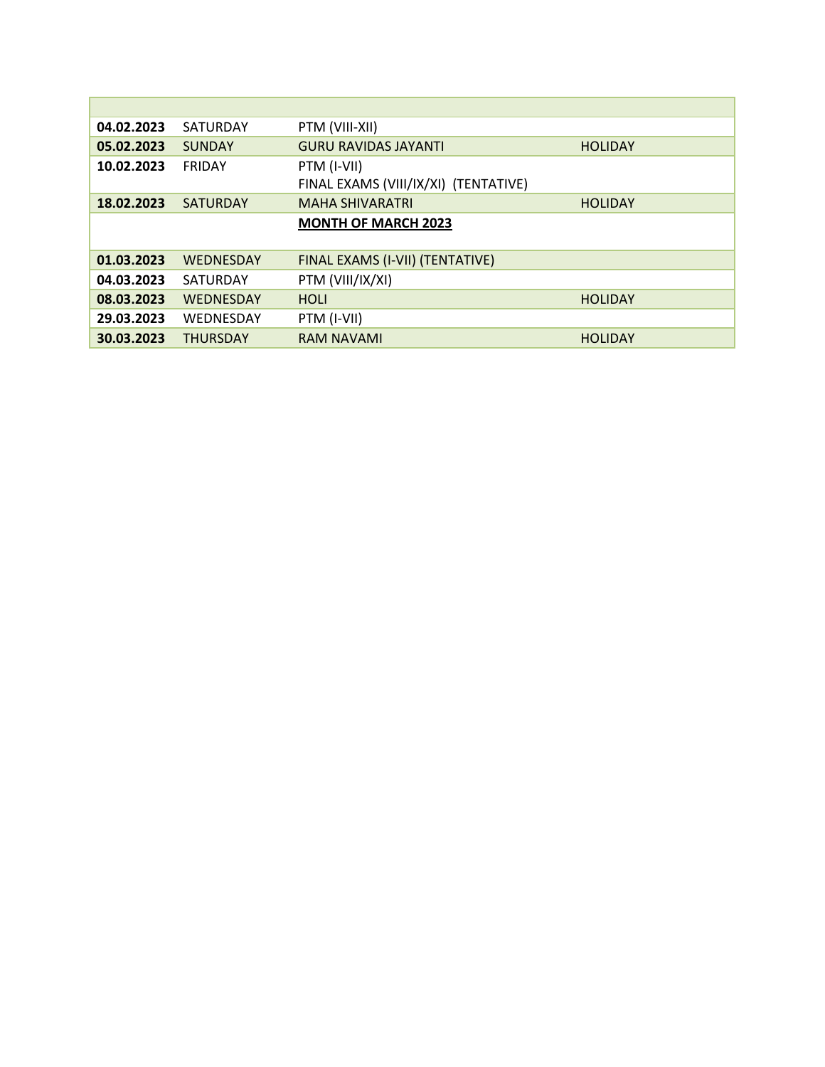| | | | |
|---|---|---|---|
| **04.02.2023** | SATURDAY | PTM (VIII-XII) | |
| **05.02.2023** | SUNDAY | GURU RAVIDAS JAYANTI | HOLIDAY |
| **10.02.2023** | FRIDAY | PTM (I-VII)<br>FINAL EXAMS (VIII/IX/XI) (TENTATIVE) | |
| **18.02.2023** | SATURDAY | MAHA SHIVARATRI | HOLIDAY |
| | | **MONTH OF MARCH 2023** | |
| **01.03.2023** | WEDNESDAY | FINAL EXAMS (I-VII) (TENTATIVE) | |
| **04.03.2023** | SATURDAY | PTM (VIII/IX/XI) | |
| **08.03.2023** | WEDNESDAY | HOLI | HOLIDAY |
| **29.03.2023** | WEDNESDAY | PTM (I-VII) | |
| **30.03.2023** | THURSDAY | RAM NAVAMI | HOLIDAY |